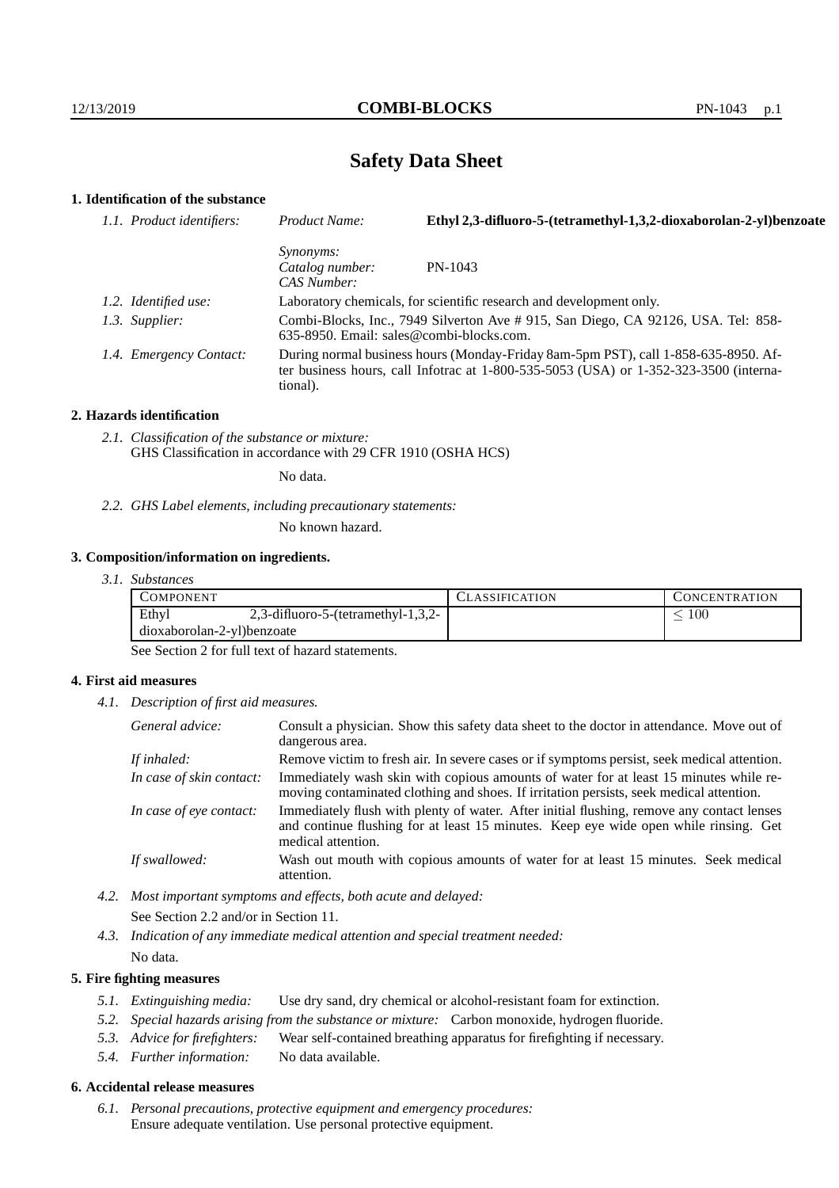# Safety Data Sheet

## 1. Identification of the substance

*1.1. Product identifiers:* *Product Name:* **Ethyl 2,3-difluoro-5-(tetramethyl-1,3,2-dioxaborolan-2-yl)benzoate**

*Synonyms:*
*Catalog number:* PN-1043
*CAS Number:*

*1.2. Identified use:* Laboratory chemicals, for scientific research and development only.

*1.3. Supplier:* Combi-Blocks, Inc., 7949 Silverton Ave # 915, San Diego, CA 92126, USA. Tel: 858-635-8950. Email: sales@combi-blocks.com.

*1.4. Emergency Contact:* During normal business hours (Monday-Friday 8am-5pm PST), call 1-858-635-8950. After business hours, call Infotrac at 1-800-535-5053 (USA) or 1-352-323-3500 (international).

## 2. Hazards identification

*2.1. Classification of the substance or mixture:*
GHS Classification in accordance with 29 CFR 1910 (OSHA HCS)

No data.

*2.2. GHS Label elements, including precautionary statements:*

No known hazard.

## 3. Composition/information on ingredients.

*3.1. Substances*

| COMPONENT | CLASSIFICATION | CONCENTRATION |
|---|---|---|
| Ethyl 2,3-difluoro-5-(tetramethyl-1,3,2-dioxaborolan-2-yl)benzoate | | $\leq 100$ |

See Section 2 for full text of hazard statements.

## 4. First aid measures

*4.1. Description of first aid measures.*

*General advice:* Consult a physician. Show this safety data sheet to the doctor in attendance. Move out of dangerous area.

*If inhaled:* Remove victim to fresh air. In severe cases or if symptoms persist, seek medical attention.

*In case of skin contact:* Immediately wash skin with copious amounts of water for at least 15 minutes while removing contaminated clothing and shoes. If irritation persists, seek medical attention.

*In case of eye contact:* Immediately flush with plenty of water. After initial flushing, remove any contact lenses and continue flushing for at least 15 minutes. Keep eye wide open while rinsing. Get medical attention.

*If swallowed:* Wash out mouth with copious amounts of water for at least 15 minutes. Seek medical attention.

*4.2. Most important symptoms and effects, both acute and delayed:*

See Section 2.2 and/or in Section 11.

*4.3. Indication of any immediate medical attention and special treatment needed:*

No data.

## 5. Fire fighting measures

*5.1. Extinguishing media:* Use dry sand, dry chemical or alcohol-resistant foam for extinction.

*5.2. Special hazards arising from the substance or mixture:* Carbon monoxide, hydrogen fluoride.

*5.3. Advice for firefighters:* Wear self-contained breathing apparatus for firefighting if necessary.

*5.4. Further information:* No data available.

## 6. Accidental release measures

*6.1. Personal precautions, protective equipment and emergency procedures:*
Ensure adequate ventilation. Use personal protective equipment.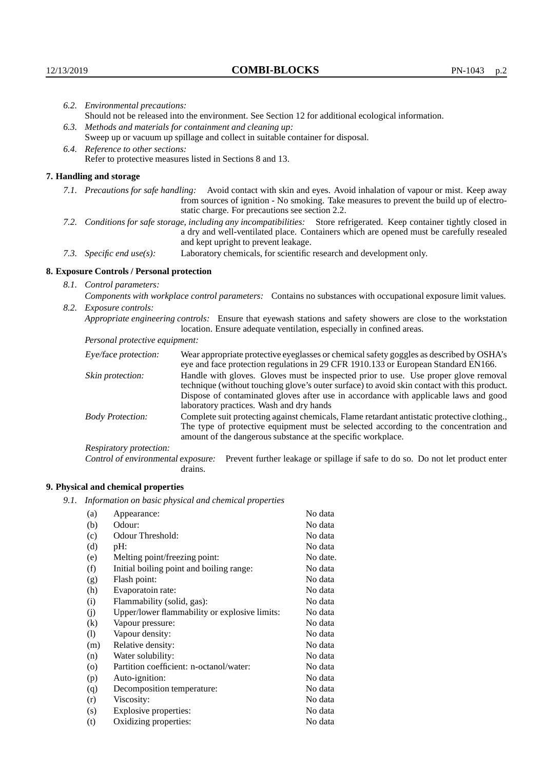6.2. *Environmental precautions:*
Should not be released into the environment. See Section 12 for additional ecological information.

6.3. *Methods and materials for containment and cleaning up:*
Sweep up or vacuum up spillage and collect in suitable container for disposal.

6.4. *Reference to other sections:*
Refer to protective measures listed in Sections 8 and 13.

## 7. Handling and storage

7.1. *Precautions for safe handling:* Avoid contact with skin and eyes. Avoid inhalation of vapour or mist. Keep away from sources of ignition - No smoking. Take measures to prevent the build up of electrostatic charge. For precautions see section 2.2.

7.2. *Conditions for safe storage, including any incompatibilities:* Store refrigerated. Keep container tightly closed in a dry and well-ventilated place. Containers which are opened must be carefully resealed and kept upright to prevent leakage.

7.3. *Specific end use(s):* Laboratory chemicals, for scientific research and development only.

## 8. Exposure Controls / Personal protection

8.1. *Control parameters:*

*Components with workplace control parameters:* Contains no substances with occupational exposure limit values.

8.2. *Exposure controls:*

*Appropriate engineering controls:* Ensure that eyewash stations and safety showers are close to the workstation location. Ensure adequate ventilation, especially in confined areas.

*Personal protective equipment:*

*Eye/face protection:* Wear appropriate protective eyeglasses or chemical safety goggles as described by OSHA's eye and face protection regulations in 29 CFR 1910.133 or European Standard EN166.

*Skin protection:* Handle with gloves. Gloves must be inspected prior to use. Use proper glove removal technique (without touching glove's outer surface) to avoid skin contact with this product. Dispose of contaminated gloves after use in accordance with applicable laws and good laboratory practices. Wash and dry hands

*Body Protection:* Complete suit protecting against chemicals, Flame retardant antistatic protective clothing., The type of protective equipment must be selected according to the concentration and amount of the dangerous substance at the specific workplace.

*Respiratory protection:*

*Control of environmental exposure:* Prevent further leakage or spillage if safe to do so. Do not let product enter drains.

## 9. Physical and chemical properties

9.1. *Information on basic physical and chemical properties*

| | | |
|---|---|---|
| (a) | Appearance: | No data |
| (b) | Odour: | No data |
| (c) | Odour Threshold: | No data |
| (d) | pH: | No data |
| (e) | Melting point/freezing point: | No date. |
| (f) | Initial boiling point and boiling range: | No data |
| (g) | Flash point: | No data |
| (h) | Evaporatoin rate: | No data |
| (i) | Flammability (solid, gas): | No data |
| (j) | Upper/lower flammability or explosive limits: | No data |
| (k) | Vapour pressure: | No data |
| (l) | Vapour density: | No data |
| (m) | Relative density: | No data |
| (n) | Water solubility: | No data |
| (o) | Partition coefficient: n-octanol/water: | No data |
| (p) | Auto-ignition: | No data |
| (q) | Decomposition temperature: | No data |
| (r) | Viscosity: | No data |
| (s) | Explosive properties: | No data |
| (t) | Oxidizing properties: | No data |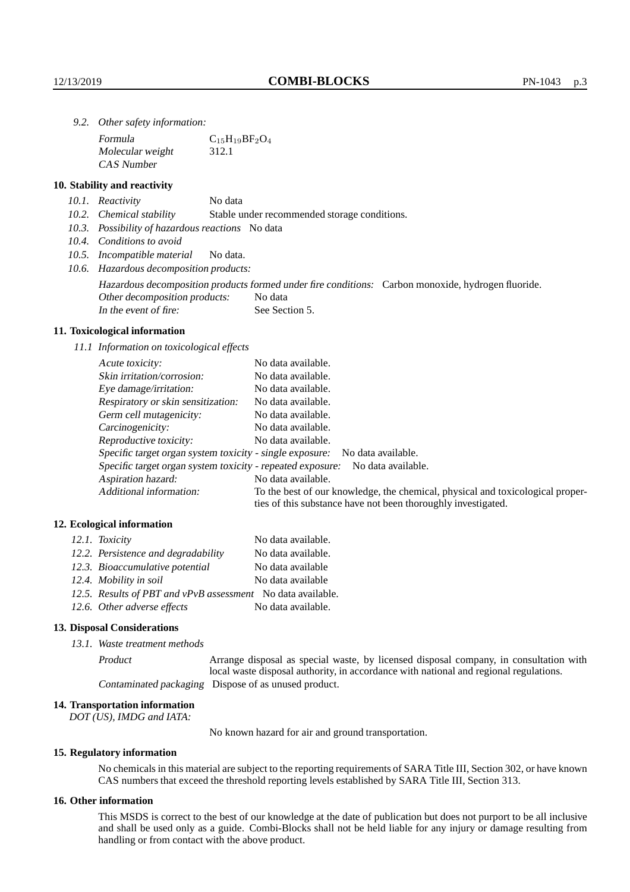*9.2. Other safety information:*

| | |
|---|---|
| *Formula* | $C_{15}H_{19}BF_2O_4$ |
| *Molecular weight* | 312.1 |
| *CAS Number* | |

## 10. Stability and reactivity

*10.1. Reactivity* No data

*10.2. Chemical stability* Stable under recommended storage conditions.

*10.3. Possibility of hazardous reactions* No data

*10.4. Conditions to avoid*

*10.5. Incompatible material* No data.

*10.6. Hazardous decomposition products:*

*Hazardous decomposition products formed under fire conditions:* Carbon monoxide, hydrogen fluoride.

*Other decomposition products:* No data

*In the event of fire:* See Section 5.

## 11. Toxicological information

*11.1 Information on toxicological effects*

| | |
|---|---|
| *Acute toxicity:* | No data available. |
| *Skin irritation/corrosion:* | No data available. |
| *Eye damage/irritation:* | No data available. |
| *Respiratory or skin sensitization:* | No data available. |
| *Germ cell mutagenicity:* | No data available. |
| *Carcinogenicity:* | No data available. |
| *Reproductive toxicity:* | No data available. |
| *Specific target organ system toxicity - single exposure:* | No data available. |
| *Specific target organ system toxicity - repeated exposure:* | No data available. |
| *Aspiration hazard:* | No data available. |
| *Additional information:* | To the best of our knowledge, the chemical, physical and toxicological properties of this substance have not been thoroughly investigated. |

## 12. Ecological information

| | |
|---|---|
| *12.1. Toxicity* | No data available. |
| *12.2. Persistence and degradability* | No data available. |
| *12.3. Bioaccumulative potential* | No data available |
| *12.4. Mobility in soil* | No data available |
| *12.5. Results of PBT and vPvB assessment* | No data available. |
| *12.6. Other adverse effects* | No data available. |

## 13. Disposal Considerations

*13.1. Waste treatment methods*

*Product* Arrange disposal as special waste, by licensed disposal company, in consultation with local waste disposal authority, in accordance with national and regional regulations.

*Contaminated packaging* Dispose of as unused product.

## 14. Transportation information

*DOT (US), IMDG and IATA:*

No known hazard for air and ground transportation.

## 15. Regulatory information

No chemicals in this material are subject to the reporting requirements of SARA Title III, Section 302, or have known CAS numbers that exceed the threshold reporting levels established by SARA Title III, Section 313.

## 16. Other information

This MSDS is correct to the best of our knowledge at the date of publication but does not purport to be all inclusive and shall be used only as a guide. Combi-Blocks shall not be held liable for any injury or damage resulting from handling or from contact with the above product.